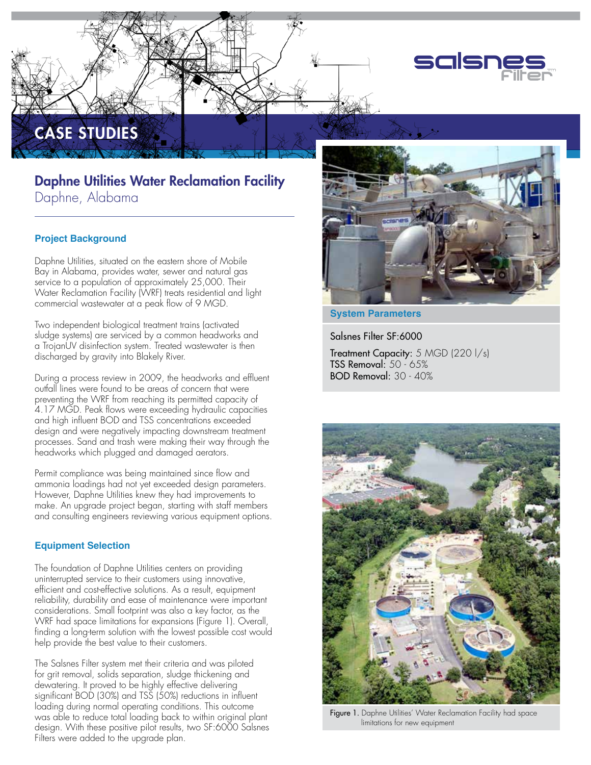# CASE STUDIES

## Daphne Utilities Water Reclamation Facility

Daphne, Alabama

### Project Background

Daphne Utilities, situated on the eastern shore of Mobile Bay in Alabama, provides water, sewer and natural gas service to a population of approximately 25,000. Their Water Reclamation Facility (WRF) treats residential and light commercial wastewater at a peak flow of 9 MGD.

Two independent biological treatment trains (activated sludge systems) are serviced by a common headworks and a TrojanUV disinfection system. Treated wastewater is then discharged by gravity into Blakely River.

During a process review in 2009, the headworks and effluent outfall lines were found to be areas of concern that were preventing the WRF from reaching its permitted capacity of 4.17 MGD. Peak flows were exceeding hydraulic capacities and high influent BOD and TSS concentrations exceeded design and were negatively impacting downstream treatment processes. Sand and trash were making their way through the headworks which plugged and damaged aerators.

Permit compliance was being maintained since flow and ammonia loadings had not yet exceeded design parameters. However, Daphne Utilities knew they had improvements to make. An upgrade project began, starting with staff members and consulting engineers reviewing various equipment options.

### Equipment Selection

The foundation of Daphne Utilities centers on providing uninterrupted service to their customers using innovative, efficient and cost-effective solutions. As a result, equipment reliability, durability and ease of maintenance were important considerations. Small footprint was also a key factor, as the WRF had space limitations for expansions (Figure 1). Overall, finding a long-term solution with the lowest possible cost would help provide the best value to their customers.

The Salsnes Filter system met their criteria and was piloted for grit removal, solids separation, sludge thickening and dewatering. It proved to be highly effective delivering significant BOD (30%) and TSS (50%) reductions in influent loading during normal operating conditions. This outcome was able to reduce total loading back to within original plant design. With these positive pilot results, two SF:6000 Salsnes Filters were added to the upgrade plan.

### System Parameters

Salsnes Filter SF:6000

**Treatment Capacity:** 5 MGD (220 l/s)
**TSS Removal:** 50 - 65%
**BOD Removal:** 30 - 40%

Figure 1. Daphne Utilities' Water Reclamation Facility had space limitations for new equipment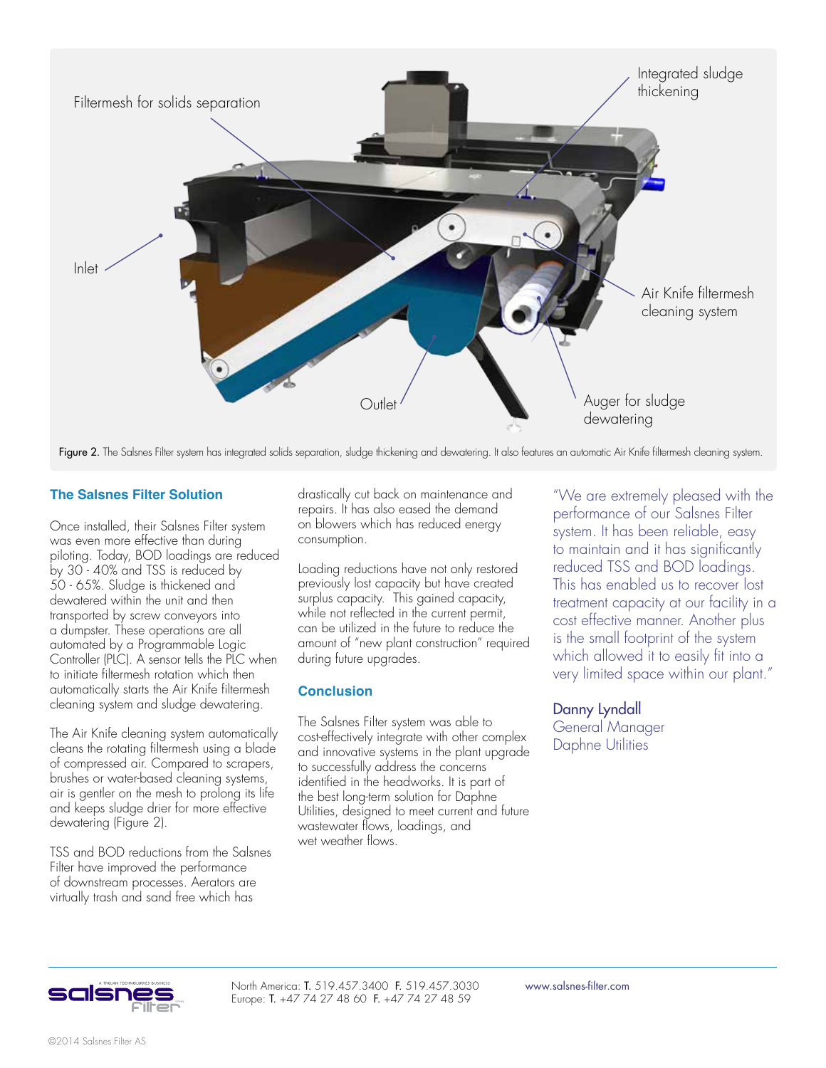Filtermesh for solids separation

Integrated sludge thickening

Inlet

Air Knife filtermesh cleaning system

Outlet

Auger for sludge dewatering

Figure 2. The Salsnes Filter system has integrated solids separation, sludge thickening and dewatering. It also features an automatic Air Knife filtermesh cleaning system.

## The Salsnes Filter Solution

Once installed, their Salsnes Filter system was even more effective than during piloting. Today, BOD loadings are reduced by 30 - 40% and TSS is reduced by 50 - 65%. Sludge is thickened and dewatered within the unit and then transported by screw conveyors into a dumpster. These operations are all automated by a Programmable Logic Controller (PLC). A sensor tells the PLC when to initiate filtermesh rotation which then automatically starts the Air Knife filtermesh cleaning system and sludge dewatering.

The Air Knife cleaning system automatically cleans the rotating filtermesh using a blade of compressed air. Compared to scrapers, brushes or water-based cleaning systems, air is gentler on the mesh to prolong its life and keeps sludge drier for more effective dewatering (Figure 2).

TSS and BOD reductions from the Salsnes Filter have improved the performance of downstream processes. Aerators are virtually trash and sand free which has drastically cut back on maintenance and repairs. It has also eased the demand on blowers which has reduced energy consumption.

Loading reductions have not only restored previously lost capacity but have created surplus capacity. This gained capacity, while not reflected in the current permit, can be utilized in the future to reduce the amount of "new plant construction" required during future upgrades.

## Conclusion

The Salsnes Filter system was able to cost-effectively integrate with other complex and innovative systems in the plant upgrade to successfully address the concerns identified in the headworks. It is part of the best long-term solution for Daphne Utilities, designed to meet current and future wastewater flows, loadings, and wet weather flows.

"We are extremely pleased with the performance of our Salsnes Filter system. It has been reliable, easy to maintain and it has significantly reduced TSS and BOD loadings. This has enabled us to recover lost treatment capacity at our facility in a cost effective manner. Another plus is the small footprint of the system which allowed it to easily fit into a very limited space within our plant."

Danny Lyndall
General Manager
Daphne Utilities

North America: T. 519.457.3400 F. 519.457.3030
Europe: T. +47 74 27 48 60 F. +47 74 27 48 59

www.salsnes-filter.com

©2014 Salsnes Filter AS